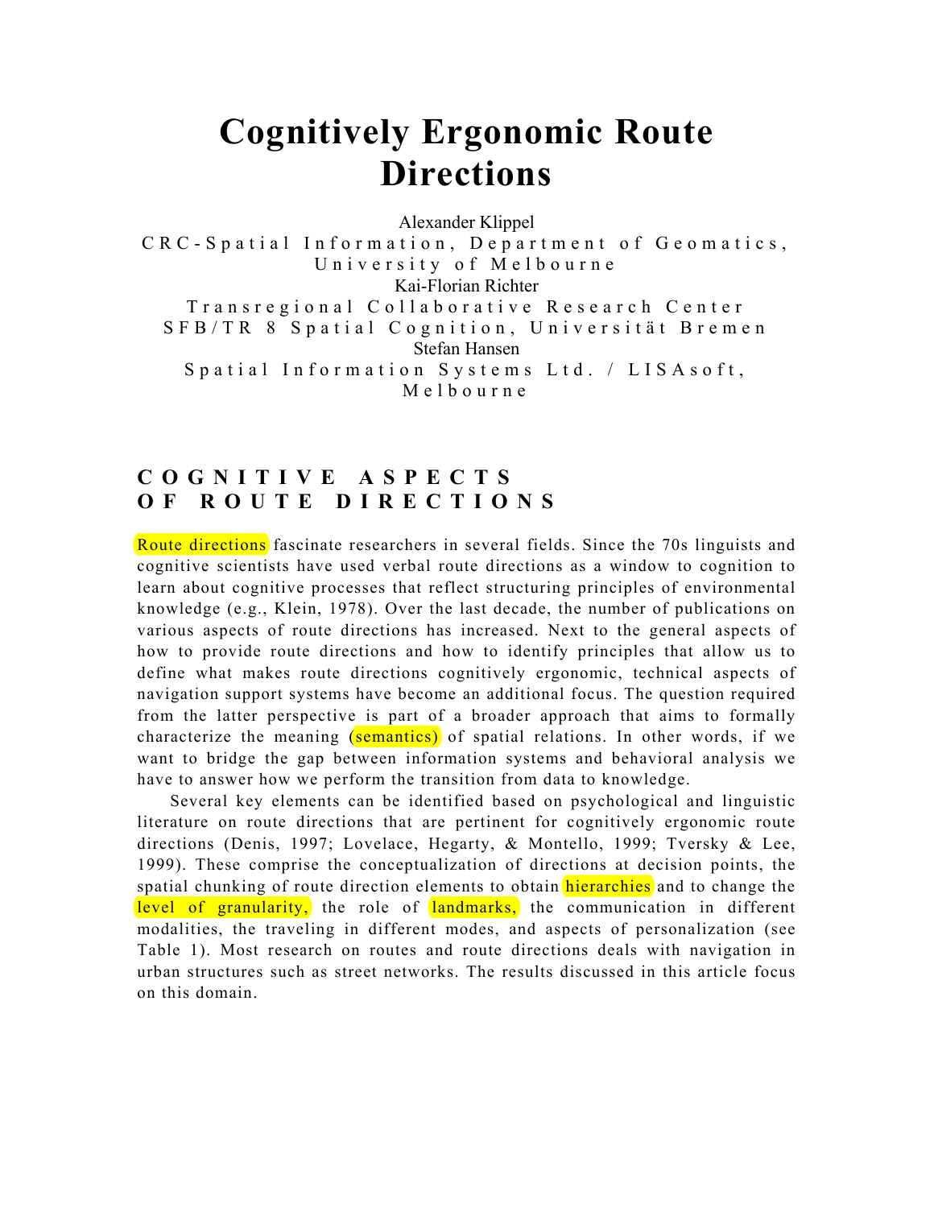# Cognitively Ergonomic Route Directions

Alexander Klippel
CRC-Spatial Information, Department of Geomatics, University of Melbourne

Kai-Florian Richter
Transregional Collaborative Research Center SFB/TR 8 Spatial Cognition, Universität Bremen

Stefan Hansen
Spatial Information Systems Ltd. / LISAsoft, Melbourne

## COGNITIVE ASPECTS OF ROUTE DIRECTIONS

Route directions fascinate researchers in several fields. Since the 70s linguists and cognitive scientists have used verbal route directions as a window to cognition to learn about cognitive processes that reflect structuring principles of environmental knowledge (e.g., Klein, 1978). Over the last decade, the number of publications on various aspects of route directions has increased. Next to the general aspects of how to provide route directions and how to identify principles that allow us to define what makes route directions cognitively ergonomic, technical aspects of navigation support systems have become an additional focus. The question required from the latter perspective is part of a broader approach that aims to formally characterize the meaning (semantics) of spatial relations. In other words, if we want to bridge the gap between information systems and behavioral analysis we have to answer how we perform the transition from data to knowledge.

Several key elements can be identified based on psychological and linguistic literature on route directions that are pertinent for cognitively ergonomic route directions (Denis, 1997; Lovelace, Hegarty, & Montello, 1999; Tversky & Lee, 1999). These comprise the conceptualization of directions at decision points, the spatial chunking of route direction elements to obtain hierarchies and to change the level of granularity, the role of landmarks, the communication in different modalities, the traveling in different modes, and aspects of personalization (see Table 1). Most research on routes and route directions deals with navigation in urban structures such as street networks. The results discussed in this article focus on this domain.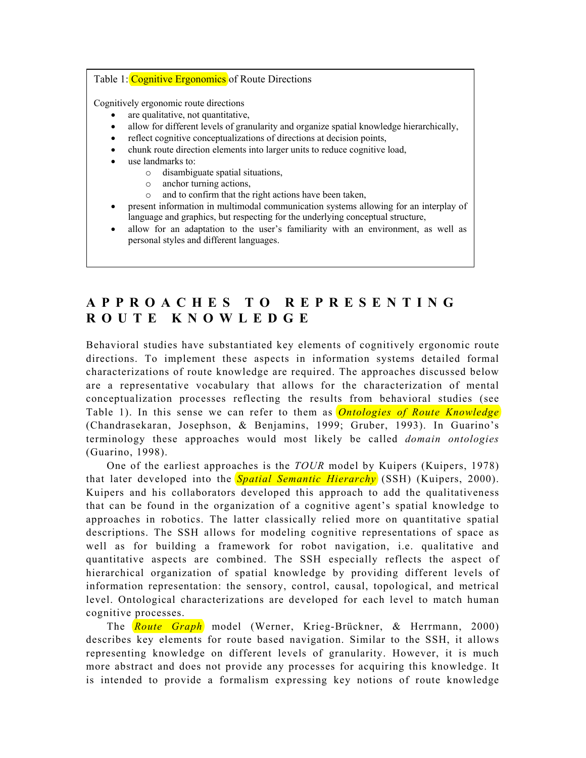Table 1: Cognitive Ergonomics of Route Directions

Cognitively ergonomic route directions

- are qualitative, not quantitative,
- allow for different levels of granularity and organize spatial knowledge hierarchically,
- reflect cognitive conceptualizations of directions at decision points,
- chunk route direction elements into larger units to reduce cognitive load,
- use landmarks to:
  - disambiguate spatial situations,
  - anchor turning actions,
  - and to confirm that the right actions have been taken,
- present information in multimodal communication systems allowing for an interplay of language and graphics, but respecting for the underlying conceptual structure,
- allow for an adaptation to the user's familiarity with an environment, as well as personal styles and different languages.

# APPROACHES TO REPRESENTING ROUTE KNOWLEDGE

Behavioral studies have substantiated key elements of cognitively ergonomic route directions. To implement these aspects in information systems detailed formal characterizations of route knowledge are required. The approaches discussed below are a representative vocabulary that allows for the characterization of mental conceptualization processes reflecting the results from behavioral studies (see Table 1). In this sense we can refer to them as *Ontologies of Route Knowledge* (Chandrasekaran, Josephson, & Benjamins, 1999; Gruber, 1993). In Guarino's terminology these approaches would most likely be called *domain ontologies* (Guarino, 1998).

One of the earliest approaches is the *TOUR* model by Kuipers (Kuipers, 1978) that later developed into the *Spatial Semantic Hierarchy* (SSH) (Kuipers, 2000). Kuipers and his collaborators developed this approach to add the qualitativeness that can be found in the organization of a cognitive agent's spatial knowledge to approaches in robotics. The latter classically relied more on quantitative spatial descriptions. The SSH allows for modeling cognitive representations of space as well as for building a framework for robot navigation, i.e. qualitative and quantitative aspects are combined. The SSH especially reflects the aspect of hierarchical organization of spatial knowledge by providing different levels of information representation: the sensory, control, causal, topological, and metrical level. Ontological characterizations are developed for each level to match human cognitive processes.

The *Route Graph* model (Werner, Krieg-Brückner, & Herrmann, 2000) describes key elements for route based navigation. Similar to the SSH, it allows representing knowledge on different levels of granularity. However, it is much more abstract and does not provide any processes for acquiring this knowledge. It is intended to provide a formalism expressing key notions of route knowledge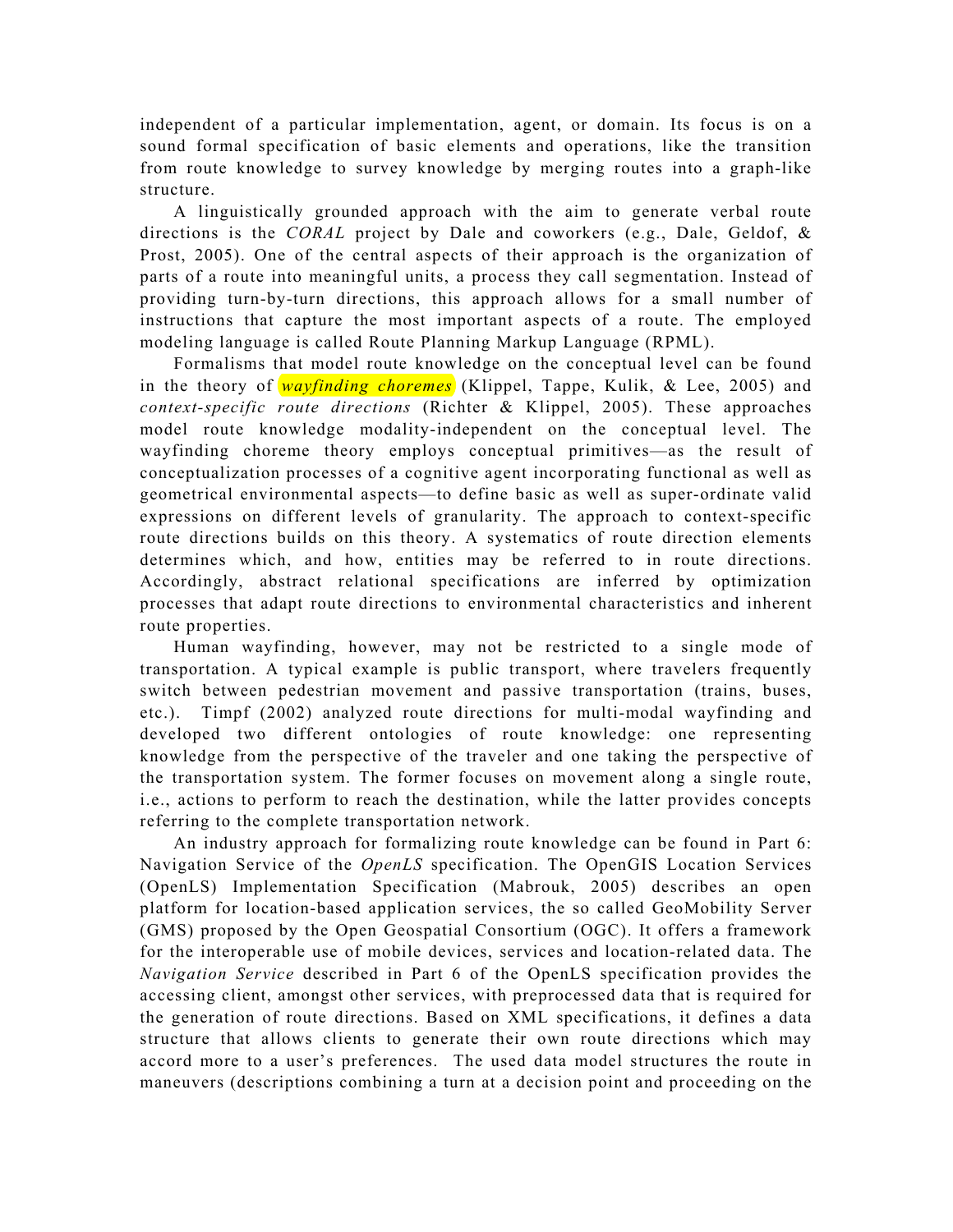independent of a particular implementation, agent, or domain. Its focus is on a sound formal specification of basic elements and operations, like the transition from route knowledge to survey knowledge by merging routes into a graph-like structure.

A linguistically grounded approach with the aim to generate verbal route directions is the *CORAL* project by Dale and coworkers (e.g., Dale, Geldof, & Prost, 2005). One of the central aspects of their approach is the organization of parts of a route into meaningful units, a process they call segmentation. Instead of providing turn-by-turn directions, this approach allows for a small number of instructions that capture the most important aspects of a route. The employed modeling language is called Route Planning Markup Language (RPML).

Formalisms that model route knowledge on the conceptual level can be found in the theory of *wayfinding choremes* (Klippel, Tappe, Kulik, & Lee, 2005) and *context-specific route directions* (Richter & Klippel, 2005). These approaches model route knowledge modality-independent on the conceptual level. The wayfinding choreme theory employs conceptual primitives—as the result of conceptualization processes of a cognitive agent incorporating functional as well as geometrical environmental aspects—to define basic as well as super-ordinate valid expressions on different levels of granularity. The approach to context-specific route directions builds on this theory. A systematics of route direction elements determines which, and how, entities may be referred to in route directions. Accordingly, abstract relational specifications are inferred by optimization processes that adapt route directions to environmental characteristics and inherent route properties.

Human wayfinding, however, may not be restricted to a single mode of transportation. A typical example is public transport, where travelers frequently switch between pedestrian movement and passive transportation (trains, buses, etc.). Timpf (2002) analyzed route directions for multi-modal wayfinding and developed two different ontologies of route knowledge: one representing knowledge from the perspective of the traveler and one taking the perspective of the transportation system. The former focuses on movement along a single route, i.e., actions to perform to reach the destination, while the latter provides concepts referring to the complete transportation network.

An industry approach for formalizing route knowledge can be found in Part 6: Navigation Service of the *OpenLS* specification. The OpenGIS Location Services (OpenLS) Implementation Specification (Mabrouk, 2005) describes an open platform for location-based application services, the so called GeoMobility Server (GMS) proposed by the Open Geospatial Consortium (OGC). It offers a framework for the interoperable use of mobile devices, services and location-related data. The *Navigation Service* described in Part 6 of the OpenLS specification provides the accessing client, amongst other services, with preprocessed data that is required for the generation of route directions. Based on XML specifications, it defines a data structure that allows clients to generate their own route directions which may accord more to a user's preferences. The used data model structures the route in maneuvers (descriptions combining a turn at a decision point and proceeding on the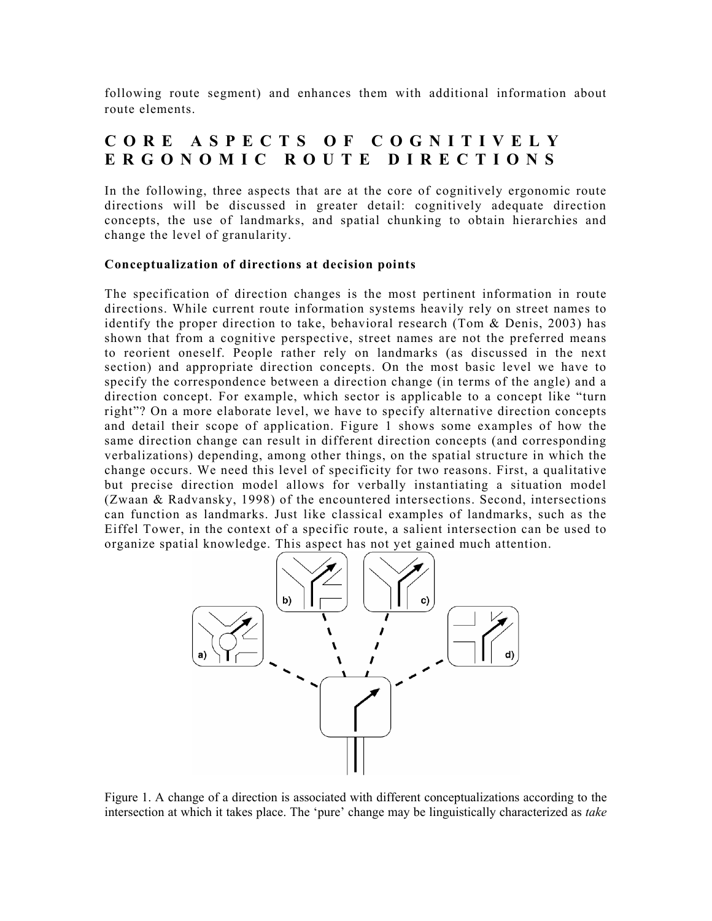following route segment) and enhances them with additional information about route elements.

## CORE ASPECTS OF COGNITIVELY ERGONOMIC ROUTE DIRECTIONS

In the following, three aspects that are at the core of cognitively ergonomic route directions will be discussed in greater detail: cognitively adequate direction concepts, the use of landmarks, and spatial chunking to obtain hierarchies and change the level of granularity.

### Conceptualization of directions at decision points

The specification of direction changes is the most pertinent information in route directions. While current route information systems heavily rely on street names to identify the proper direction to take, behavioral research (Tom & Denis, 2003) has shown that from a cognitive perspective, street names are not the preferred means to reorient oneself. People rather rely on landmarks (as discussed in the next section) and appropriate direction concepts. On the most basic level we have to specify the correspondence between a direction change (in terms of the angle) and a direction concept. For example, which sector is applicable to a concept like "turn right"? On a more elaborate level, we have to specify alternative direction concepts and detail their scope of application. Figure 1 shows some examples of how the same direction change can result in different direction concepts (and corresponding verbalizations) depending, among other things, on the spatial structure in which the change occurs. We need this level of specificity for two reasons. First, a qualitative but precise direction model allows for verbally instantiating a situation model (Zwaan & Radvansky, 1998) of the encountered intersections. Second, intersections can function as landmarks. Just like classical examples of landmarks, such as the Eiffel Tower, in the context of a specific route, a salient intersection can be used to organize spatial knowledge. This aspect has not yet gained much attention.

a)

b)

c)

d)

Figure 1. A change of a direction is associated with different conceptualizations according to the intersection at which it takes place. The 'pure' change may be linguistically characterized as *take*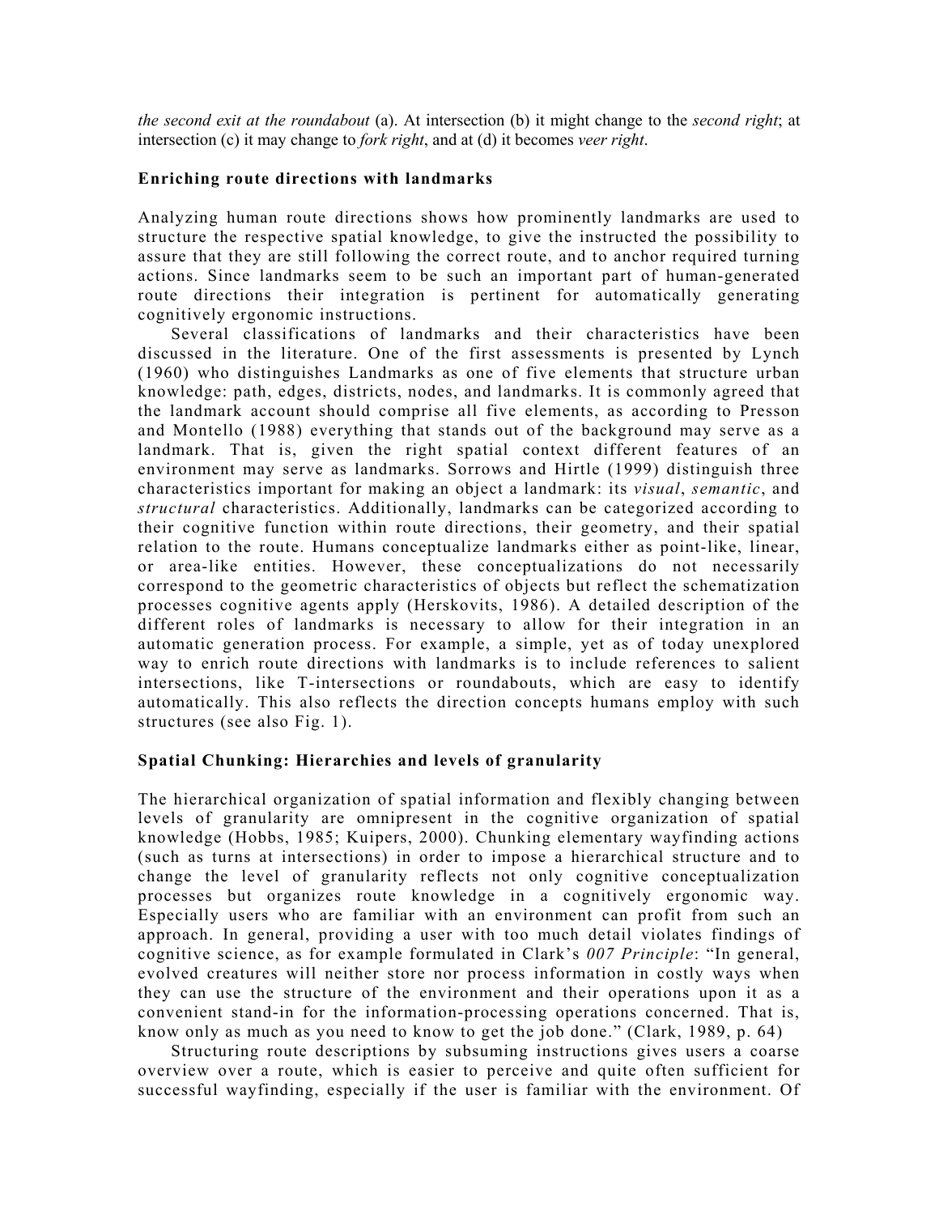*the second exit at the roundabout* (a). At intersection (b) it might change to the *second right*; at intersection (c) it may change to *fork right*, and at (d) it becomes *veer right*.

### Enriching route directions with landmarks

Analyzing human route directions shows how prominently landmarks are used to structure the respective spatial knowledge, to give the instructed the possibility to assure that they are still following the correct route, and to anchor required turning actions. Since landmarks seem to be such an important part of human-generated route directions their integration is pertinent for automatically generating cognitively ergonomic instructions.

Several classifications of landmarks and their characteristics have been discussed in the literature. One of the first assessments is presented by Lynch (1960) who distinguishes Landmarks as one of five elements that structure urban knowledge: path, edges, districts, nodes, and landmarks. It is commonly agreed that the landmark account should comprise all five elements, as according to Presson and Montello (1988) everything that stands out of the background may serve as a landmark. That is, given the right spatial context different features of an environment may serve as landmarks. Sorrows and Hirtle (1999) distinguish three characteristics important for making an object a landmark: its *visual*, *semantic*, and *structural* characteristics. Additionally, landmarks can be categorized according to their cognitive function within route directions, their geometry, and their spatial relation to the route. Humans conceptualize landmarks either as point-like, linear, or area-like entities. However, these conceptualizations do not necessarily correspond to the geometric characteristics of objects but reflect the schematization processes cognitive agents apply (Herskovits, 1986). A detailed description of the different roles of landmarks is necessary to allow for their integration in an automatic generation process. For example, a simple, yet as of today unexplored way to enrich route directions with landmarks is to include references to salient intersections, like T-intersections or roundabouts, which are easy to identify automatically. This also reflects the direction concepts humans employ with such structures (see also Fig. 1).

### Spatial Chunking: Hierarchies and levels of granularity

The hierarchical organization of spatial information and flexibly changing between levels of granularity are omnipresent in the cognitive organization of spatial knowledge (Hobbs, 1985; Kuipers, 2000). Chunking elementary wayfinding actions (such as turns at intersections) in order to impose a hierarchical structure and to change the level of granularity reflects not only cognitive conceptualization processes but organizes route knowledge in a cognitively ergonomic way. Especially users who are familiar with an environment can profit from such an approach. In general, providing a user with too much detail violates findings of cognitive science, as for example formulated in Clark's *007 Principle*: "In general, evolved creatures will neither store nor process information in costly ways when they can use the structure of the environment and their operations upon it as a convenient stand-in for the information-processing operations concerned. That is, know only as much as you need to know to get the job done." (Clark, 1989, p. 64)

Structuring route descriptions by subsuming instructions gives users a coarse overview over a route, which is easier to perceive and quite often sufficient for successful wayfinding, especially if the user is familiar with the environment. Of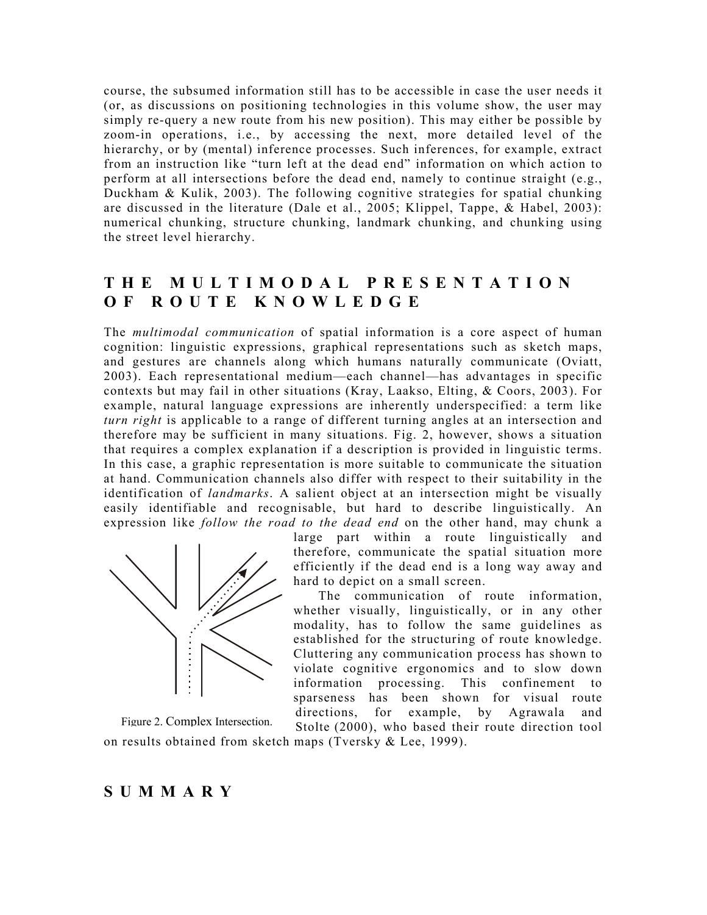course, the subsumed information still has to be accessible in case the user needs it (or, as discussions on positioning technologies in this volume show, the user may simply re-query a new route from his new position). This may either be possible by zoom-in operations, i.e., by accessing the next, more detailed level of the hierarchy, or by (mental) inference processes. Such inferences, for example, extract from an instruction like "turn left at the dead end" information on which action to perform at all intersections before the dead end, namely to continue straight (e.g., Duckham & Kulik, 2003). The following cognitive strategies for spatial chunking are discussed in the literature (Dale et al., 2005; Klippel, Tappe, & Habel, 2003): numerical chunking, structure chunking, landmark chunking, and chunking using the street level hierarchy.

## THE MULTIMODAL PRESENTATION OF ROUTE KNOWLEDGE

The *multimodal communication* of spatial information is a core aspect of human cognition: linguistic expressions, graphical representations such as sketch maps, and gestures are channels along which humans naturally communicate (Oviatt, 2003). Each representational medium—each channel—has advantages in specific contexts but may fail in other situations (Kray, Laakso, Elting, & Coors, 2003). For example, natural language expressions are inherently underspecified: a term like *turn right* is applicable to a range of different turning angles at an intersection and therefore may be sufficient in many situations. Fig. 2, however, shows a situation that requires a complex explanation if a description is provided in linguistic terms. In this case, a graphic representation is more suitable to communicate the situation at hand. Communication channels also differ with respect to their suitability in the identification of *landmarks*. A salient object at an intersection might be visually easily identifiable and recognisable, but hard to describe linguistically. An expression like *follow the road to the dead end* on the other hand, may chunk a large part within a route linguistically and therefore, communicate the spatial situation more efficiently if the dead end is a long way away and hard to depict on a small screen.

Figure 2. Complex Intersection.

The communication of route information, whether visually, linguistically, or in any other modality, has to follow the same guidelines as established for the structuring of route knowledge. Cluttering any communication process has shown to violate cognitive ergonomics and to slow down information processing. This confinement to sparseness has been shown for visual route directions, for example, by Agrawala and Stolte (2000), who based their route direction tool on results obtained from sketch maps (Tversky & Lee, 1999).

## SUMMARY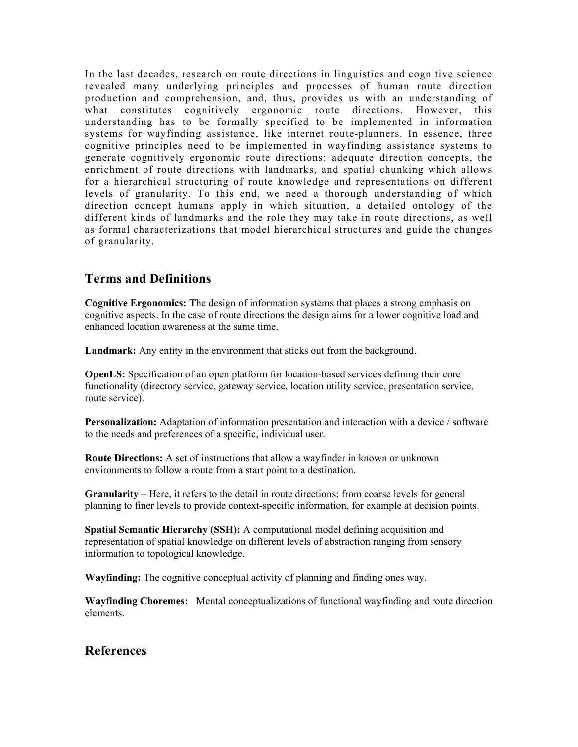In the last decades, research on route directions in linguistics and cognitive science revealed many underlying principles and processes of human route direction production and comprehension, and, thus, provides us with an understanding of what constitutes cognitively ergonomic route directions. However, this understanding has to be formally specified to be implemented in information systems for wayfinding assistance, like internet route-planners. In essence, three cognitive principles need to be implemented in wayfinding assistance systems to generate cognitively ergonomic route directions: adequate direction concepts, the enrichment of route directions with landmarks, and spatial chunking which allows for a hierarchical structuring of route knowledge and representations on different levels of granularity. To this end, we need a thorough understanding of which direction concept humans apply in which situation, a detailed ontology of the different kinds of landmarks and the role they may take in route directions, as well as formal characterizations that model hierarchical structures and guide the changes of granularity.

## Terms and Definitions

**Cognitive Ergonomics:** The design of information systems that places a strong emphasis on cognitive aspects. In the case of route directions the design aims for a lower cognitive load and enhanced location awareness at the same time.

**Landmark:** Any entity in the environment that sticks out from the background.

**OpenLS:** Specification of an open platform for location-based services defining their core functionality (directory service, gateway service, location utility service, presentation service, route service).

**Personalization:** Adaptation of information presentation and interaction with a device / software to the needs and preferences of a specific, individual user.

**Route Directions:** A set of instructions that allow a wayfinder in known or unknown environments to follow a route from a start point to a destination.

**Granularity** – Here, it refers to the detail in route directions; from coarse levels for general planning to finer levels to provide context-specific information, for example at decision points.

**Spatial Semantic Hierarchy (SSH):** A computational model defining acquisition and representation of spatial knowledge on different levels of abstraction ranging from sensory information to topological knowledge.

**Wayfinding:** The cognitive conceptual activity of planning and finding ones way.

**Wayfinding Choremes:** Mental conceptualizations of functional wayfinding and route direction elements.

## References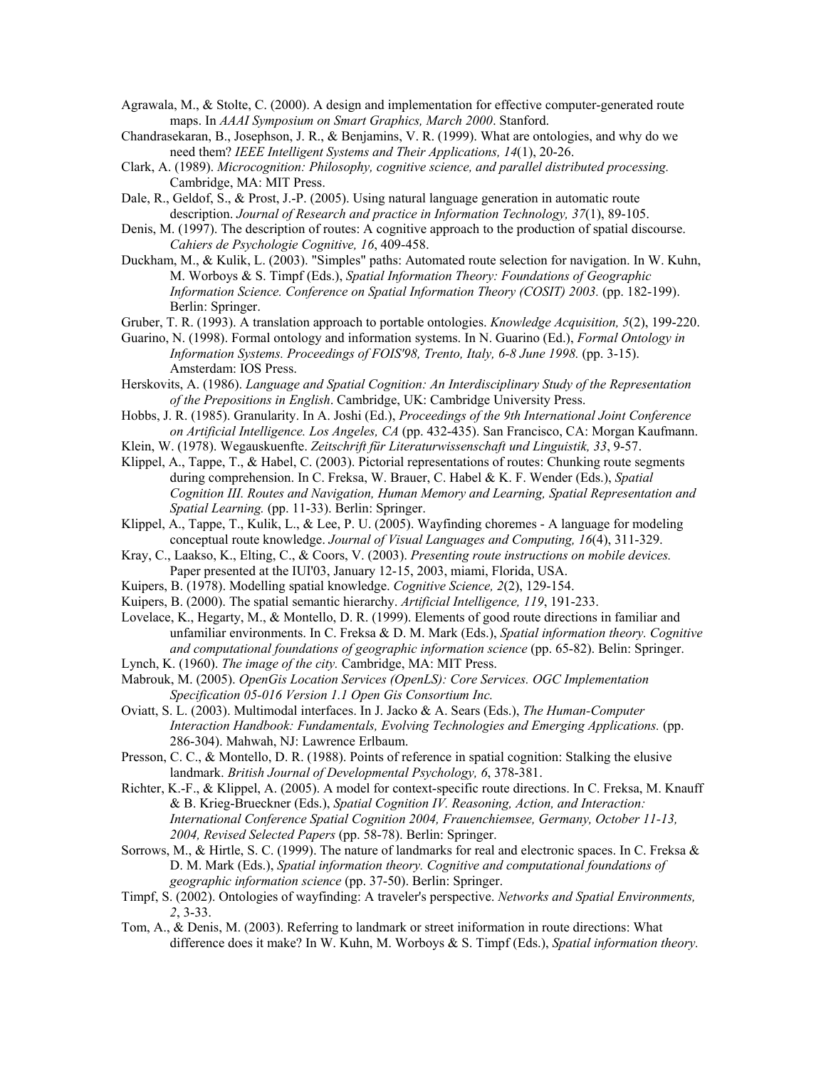Agrawala, M., & Stolte, C. (2000). A design and implementation for effective computer-generated route maps. In *AAAI Symposium on Smart Graphics, March 2000*. Stanford.

Chandrasekaran, B., Josephson, J. R., & Benjamins, V. R. (1999). What are ontologies, and why do we need them? *IEEE Intelligent Systems and Their Applications, 14*(1), 20-26.

Clark, A. (1989). *Microcognition: Philosophy, cognitive science, and parallel distributed processing.* Cambridge, MA: MIT Press.

Dale, R., Geldof, S., & Prost, J.-P. (2005). Using natural language generation in automatic route description. *Journal of Research and practice in Information Technology, 37*(1), 89-105.

Denis, M. (1997). The description of routes: A cognitive approach to the production of spatial discourse. *Cahiers de Psychologie Cognitive, 16*, 409-458.

Duckham, M., & Kulik, L. (2003). "Simples" paths: Automated route selection for navigation. In W. Kuhn, M. Worboys & S. Timpf (Eds.), *Spatial Information Theory: Foundations of Geographic Information Science. Conference on Spatial Information Theory (COSIT) 2003.* (pp. 182-199). Berlin: Springer.

Gruber, T. R. (1993). A translation approach to portable ontologies. *Knowledge Acquisition, 5*(2), 199-220.

Guarino, N. (1998). Formal ontology and information systems. In N. Guarino (Ed.), *Formal Ontology in Information Systems. Proceedings of FOIS'98, Trento, Italy, 6-8 June 1998.* (pp. 3-15). Amsterdam: IOS Press.

Herskovits, A. (1986). *Language and Spatial Cognition: An Interdisciplinary Study of the Representation of the Prepositions in English*. Cambridge, UK: Cambridge University Press.

Hobbs, J. R. (1985). Granularity. In A. Joshi (Ed.), *Proceedings of the 9th International Joint Conference on Artificial Intelligence. Los Angeles, CA* (pp. 432-435). San Francisco, CA: Morgan Kaufmann.

Klein, W. (1978). Wegauskuenfte. *Zeitschrift für Literaturwissenschaft und Linguistik, 33*, 9-57.

Klippel, A., Tappe, T., & Habel, C. (2003). Pictorial representations of routes: Chunking route segments during comprehension. In C. Freksa, W. Brauer, C. Habel & K. F. Wender (Eds.), *Spatial Cognition III. Routes and Navigation, Human Memory and Learning, Spatial Representation and Spatial Learning.* (pp. 11-33). Berlin: Springer.

Klippel, A., Tappe, T., Kulik, L., & Lee, P. U. (2005). Wayfinding choremes - A language for modeling conceptual route knowledge. *Journal of Visual Languages and Computing, 16*(4), 311-329.

Kray, C., Laakso, K., Elting, C., & Coors, V. (2003). *Presenting route instructions on mobile devices.* Paper presented at the IUI'03, January 12-15, 2003, miami, Florida, USA.

Kuipers, B. (1978). Modelling spatial knowledge. *Cognitive Science, 2*(2), 129-154.

Kuipers, B. (2000). The spatial semantic hierarchy. *Artificial Intelligence, 119*, 191-233.

Lovelace, K., Hegarty, M., & Montello, D. R. (1999). Elements of good route directions in familiar and unfamiliar environments. In C. Freksa & D. M. Mark (Eds.), *Spatial information theory. Cognitive and computational foundations of geographic information science* (pp. 65-82). Belin: Springer.

Lynch, K. (1960). *The image of the city.* Cambridge, MA: MIT Press.

Mabrouk, M. (2005). *OpenGis Location Services (OpenLS): Core Services. OGC Implementation Specification 05-016 Version 1.1 Open Gis Consortium Inc.*

Oviatt, S. L. (2003). Multimodal interfaces. In J. Jacko & A. Sears (Eds.), *The Human-Computer Interaction Handbook: Fundamentals, Evolving Technologies and Emerging Applications.* (pp. 286-304). Mahwah, NJ: Lawrence Erlbaum.

Presson, C. C., & Montello, D. R. (1988). Points of reference in spatial cognition: Stalking the elusive landmark. *British Journal of Developmental Psychology, 6*, 378-381.

Richter, K.-F., & Klippel, A. (2005). A model for context-specific route directions. In C. Freksa, M. Knauff & B. Krieg-Brueckner (Eds.), *Spatial Cognition IV. Reasoning, Action, and Interaction: International Conference Spatial Cognition 2004, Frauenchiemsee, Germany, October 11-13, 2004, Revised Selected Papers* (pp. 58-78). Berlin: Springer.

Sorrows, M., & Hirtle, S. C. (1999). The nature of landmarks for real and electronic spaces. In C. Freksa & D. M. Mark (Eds.), *Spatial information theory. Cognitive and computational foundations of geographic information science* (pp. 37-50). Berlin: Springer.

Timpf, S. (2002). Ontologies of wayfinding: A traveler's perspective. *Networks and Spatial Environments, 2*, 3-33.

Tom, A., & Denis, M. (2003). Referring to landmark or street iniformation in route directions: What difference does it make? In W. Kuhn, M. Worboys & S. Timpf (Eds.), *Spatial information theory.*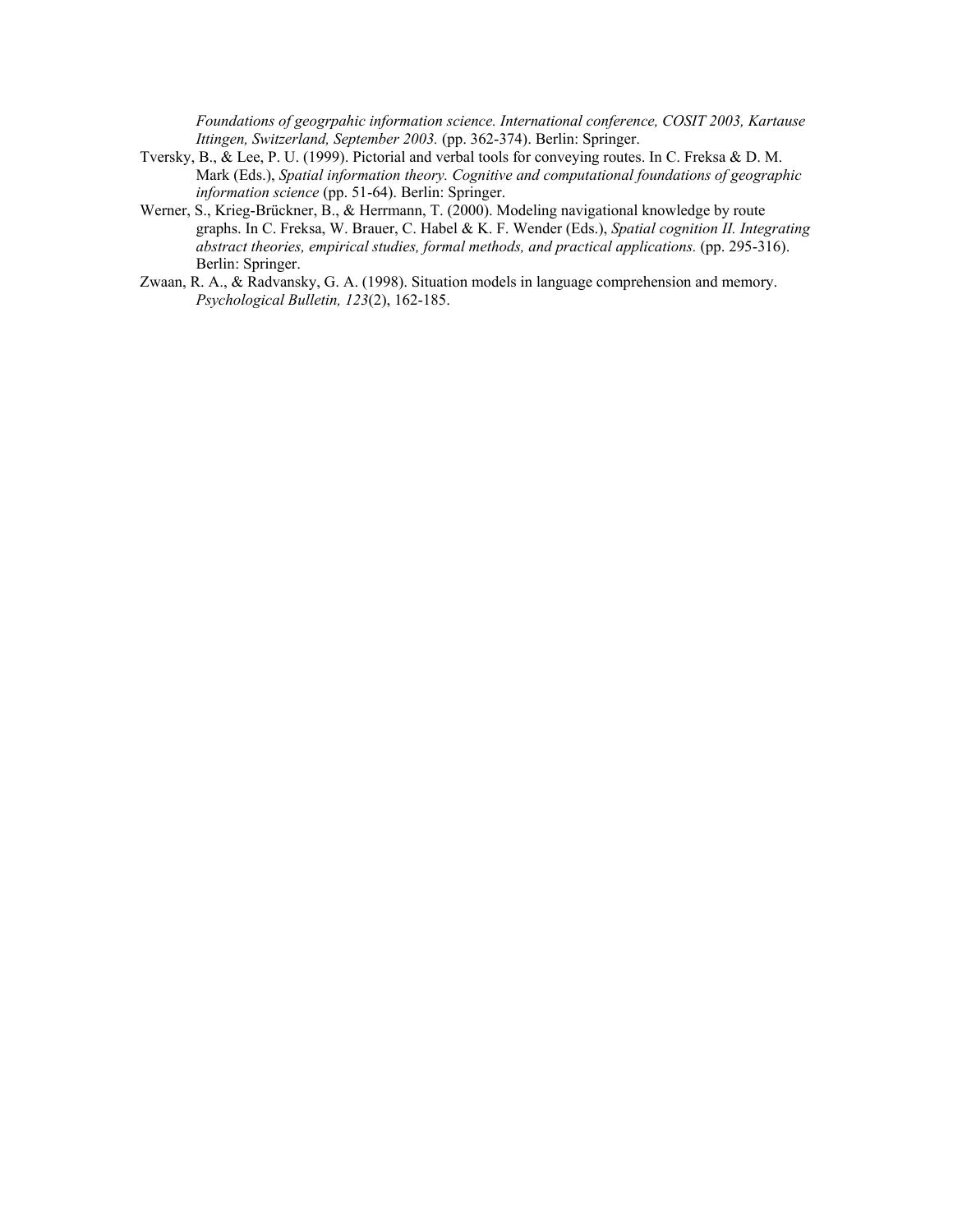*Foundations of geogrpahic information science. International conference, COSIT 2003, Kartause Ittingen, Switzerland, September 2003.* (pp. 362-374). Berlin: Springer.

Tversky, B., & Lee, P. U. (1999). Pictorial and verbal tools for conveying routes. In C. Freksa & D. M. Mark (Eds.), *Spatial information theory. Cognitive and computational foundations of geographic information science* (pp. 51-64). Berlin: Springer.

Werner, S., Krieg-Brückner, B., & Herrmann, T. (2000). Modeling navigational knowledge by route graphs. In C. Freksa, W. Brauer, C. Habel & K. F. Wender (Eds.), *Spatial cognition II. Integrating abstract theories, empirical studies, formal methods, and practical applications.* (pp. 295-316). Berlin: Springer.

Zwaan, R. A., & Radvansky, G. A. (1998). Situation models in language comprehension and memory. *Psychological Bulletin, 123*(2), 162-185.